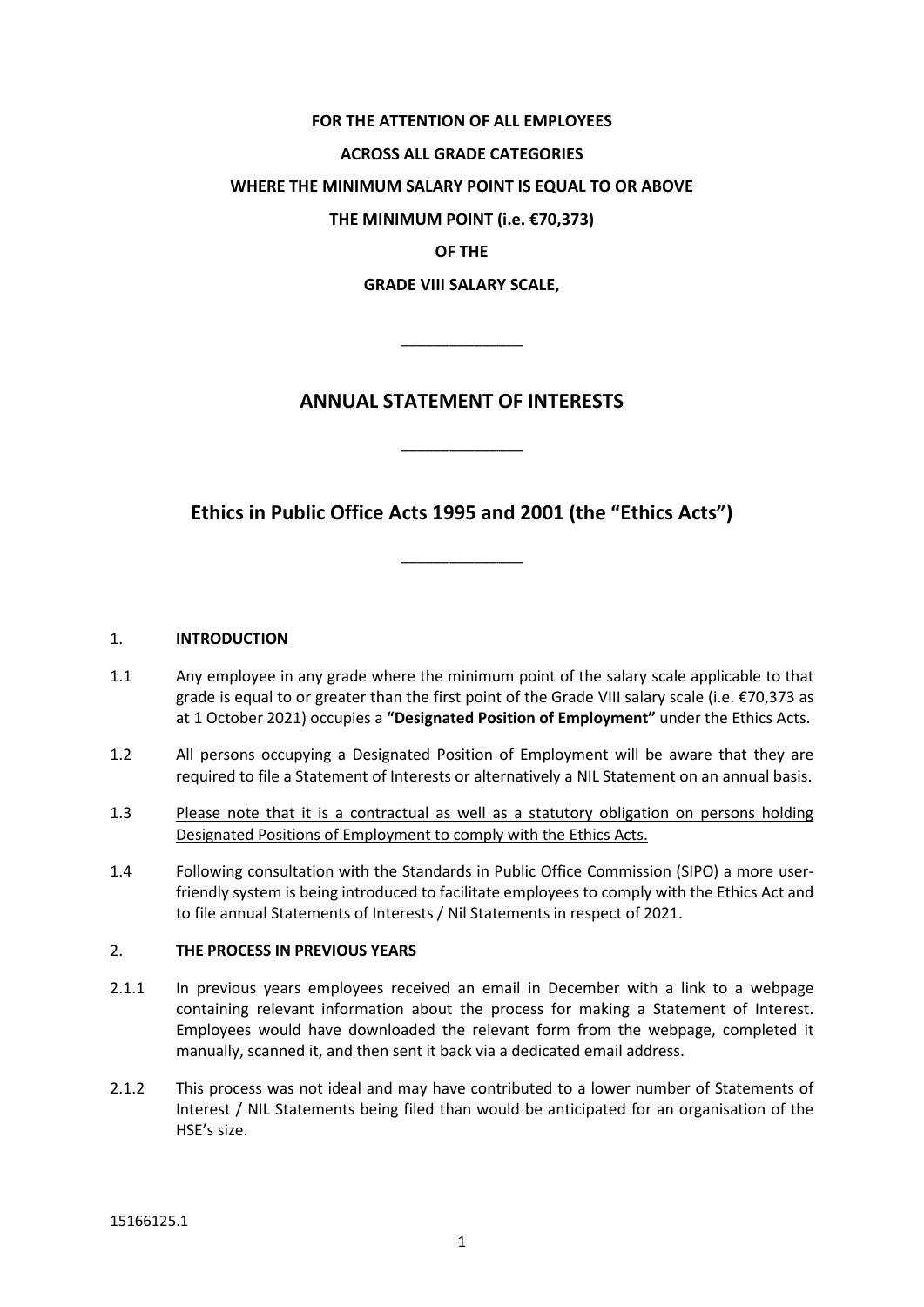**FOR THE ATTENTION OF ALL EMPLOYEES**

**ACROSS ALL GRADE CATEGORIES**

**WHERE THE MINIMUM SALARY POINT IS EQUAL TO OR ABOVE**

**THE MINIMUM POINT (i.e. €70,373)**

**OF THE**

**GRADE VIII SALARY SCALE,**

---

# ANNUAL STATEMENT OF INTERESTS

---

# Ethics in Public Office Acts 1995 and 2001 (the "Ethics Acts")

---

## 1. INTRODUCTION

1.1 Any employee in any grade where the minimum point of the salary scale applicable to that grade is equal to or greater than the first point of the Grade VIII salary scale (i.e. €70,373 as at 1 October 2021) occupies a **"Designated Position of Employment"** under the Ethics Acts.

1.2 All persons occupying a Designated Position of Employment will be aware that they are required to file a Statement of Interests or alternatively a NIL Statement on an annual basis.

1.3 <u>Please note that it is a contractual as well as a statutory obligation on persons holding Designated Positions of Employment to comply with the Ethics Acts.</u>

1.4 Following consultation with the Standards in Public Office Commission (SIPO) a more user-friendly system is being introduced to facilitate employees to comply with the Ethics Act and to file annual Statements of Interests / Nil Statements in respect of 2021.

## 2. THE PROCESS IN PREVIOUS YEARS

2.1.1 In previous years employees received an email in December with a link to a webpage containing relevant information about the process for making a Statement of Interest. Employees would have downloaded the relevant form from the webpage, completed it manually, scanned it, and then sent it back via a dedicated email address.

2.1.2 This process was not ideal and may have contributed to a lower number of Statements of Interest / NIL Statements being filed than would be anticipated for an organisation of the HSE's size.

15166125.1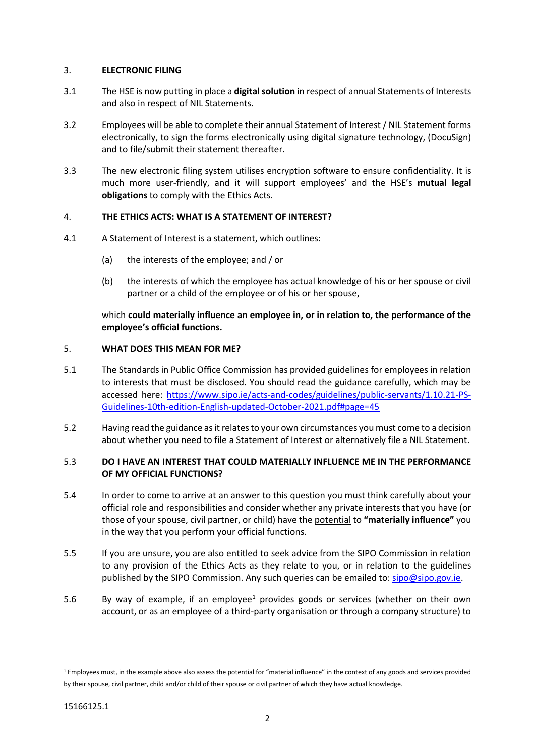## 3. ELECTRONIC FILING

3.1 The HSE is now putting in place a **digital solution** in respect of annual Statements of Interests and also in respect of NIL Statements.

3.2 Employees will be able to complete their annual Statement of Interest / NIL Statement forms electronically, to sign the forms electronically using digital signature technology, (DocuSign) and to file/submit their statement thereafter.

3.3 The new electronic filing system utilises encryption software to ensure confidentiality. It is much more user-friendly, and it will support employees' and the HSE's **mutual legal obligations** to comply with the Ethics Acts.

## 4. THE ETHICS ACTS: WHAT IS A STATEMENT OF INTEREST?

4.1 A Statement of Interest is a statement, which outlines:

(a) the interests of the employee; and / or

(b) the interests of which the employee has actual knowledge of his or her spouse or civil partner or a child of the employee or of his or her spouse,

which **could materially influence an employee in, or in relation to, the performance of the employee's official functions.**

## 5. WHAT DOES THIS MEAN FOR ME?

5.1 The Standards in Public Office Commission has provided guidelines for employees in relation to interests that must be disclosed. You should read the guidance carefully, which may be accessed here: [https://www.sipo.ie/acts-and-codes/guidelines/public-servants/1.10.21-PS-Guidelines-10th-edition-English-updated-October-2021.pdf#page=45](https://www.sipo.ie/acts-and-codes/guidelines/public-servants/1.10.21-PS-Guidelines-10th-edition-English-updated-October-2021.pdf#page=45)

5.2 Having read the guidance as it relates to your own circumstances you must come to a decision about whether you need to file a Statement of Interest or alternatively file a NIL Statement.

### 5.3 DO I HAVE AN INTEREST THAT COULD MATERIALLY INFLUENCE ME IN THE PERFORMANCE OF MY OFFICIAL FUNCTIONS?

5.4 In order to come to arrive at an answer to this question you must think carefully about your official role and responsibilities and consider whether any private interests that you have (or those of your spouse, civil partner, or child) have the potential to **"materially influence"** you in the way that you perform your official functions.

5.5 If you are unsure, you are also entitled to seek advice from the SIPO Commission in relation to any provision of the Ethics Acts as they relate to you, or in relation to the guidelines published by the SIPO Commission. Any such queries can be emailed to: sipo@sipo.gov.ie.

5.6 By way of example, if an employee[1] provides goods or services (whether on their own account, or as an employee of a third-party organisation or through a company structure) to

---

[1] Employees must, in the example above also assess the potential for "material influence" in the context of any goods and services provided by their spouse, civil partner, child and/or child of their spouse or civil partner of which they have actual knowledge.

15166125.1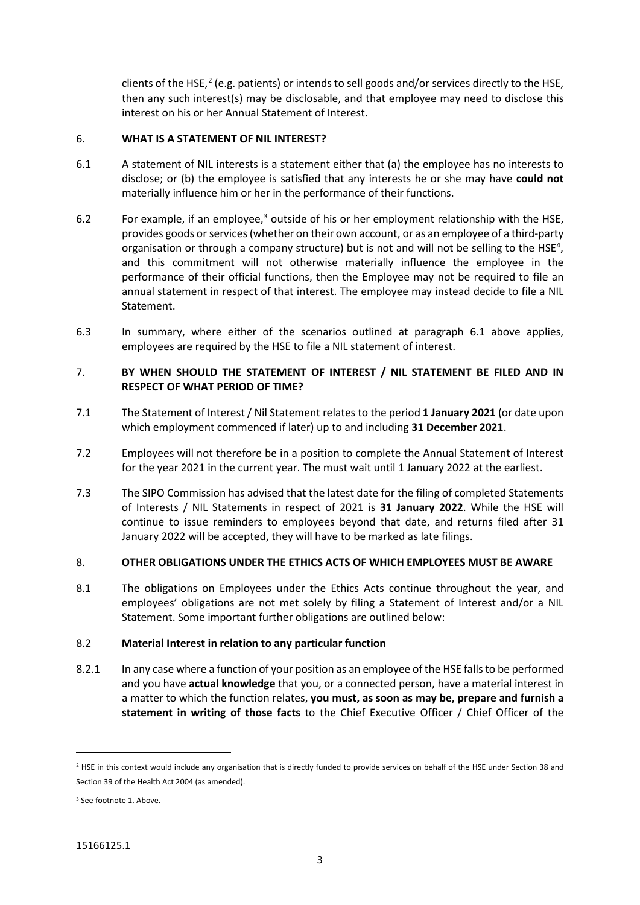clients of the HSE,[2] (e.g. patients) or intends to sell goods and/or services directly to the HSE, then any such interest(s) may be disclosable, and that employee may need to disclose this interest on his or her Annual Statement of Interest.

## 6. WHAT IS A STATEMENT OF NIL INTEREST?

6.1 A statement of NIL interests is a statement either that (a) the employee has no interests to disclose; or (b) the employee is satisfied that any interests he or she may have **could not** materially influence him or her in the performance of their functions.

6.2 For example, if an employee,[3] outside of his or her employment relationship with the HSE, provides goods or services (whether on their own account, or as an employee of a third-party organisation or through a company structure) but is not and will not be selling to the HSE[4], and this commitment will not otherwise materially influence the employee in the performance of their official functions, then the Employee may not be required to file an annual statement in respect of that interest. The employee may instead decide to file a NIL Statement.

6.3 In summary, where either of the scenarios outlined at paragraph 6.1 above applies, employees are required by the HSE to file a NIL statement of interest.

## 7. BY WHEN SHOULD THE STATEMENT OF INTEREST / NIL STATEMENT BE FILED AND IN RESPECT OF WHAT PERIOD OF TIME?

7.1 The Statement of Interest / Nil Statement relates to the period **1 January 2021** (or date upon which employment commenced if later) up to and including **31 December 2021**.

7.2 Employees will not therefore be in a position to complete the Annual Statement of Interest for the year 2021 in the current year. The must wait until 1 January 2022 at the earliest.

7.3 The SIPO Commission has advised that the latest date for the filing of completed Statements of Interests / NIL Statements in respect of 2021 is **31 January 2022**. While the HSE will continue to issue reminders to employees beyond that date, and returns filed after 31 January 2022 will be accepted, they will have to be marked as late filings.

## 8. OTHER OBLIGATIONS UNDER THE ETHICS ACTS OF WHICH EMPLOYEES MUST BE AWARE

8.1 The obligations on Employees under the Ethics Acts continue throughout the year, and employees' obligations are not met solely by filing a Statement of Interest and/or a NIL Statement. Some important further obligations are outlined below:

### 8.2 Material Interest in relation to any particular function

8.2.1 In any case where a function of your position as an employee of the HSE falls to be performed and you have **actual knowledge** that you, or a connected person, have a material interest in a matter to which the function relates, **you must, as soon as may be, prepare and furnish a statement in writing of those facts** to the Chief Executive Officer / Chief Officer of the

---

[2] HSE in this context would include any organisation that is directly funded to provide services on behalf of the HSE under Section 38 and Section 39 of the Health Act 2004 (as amended).

[3] See footnote 1. Above.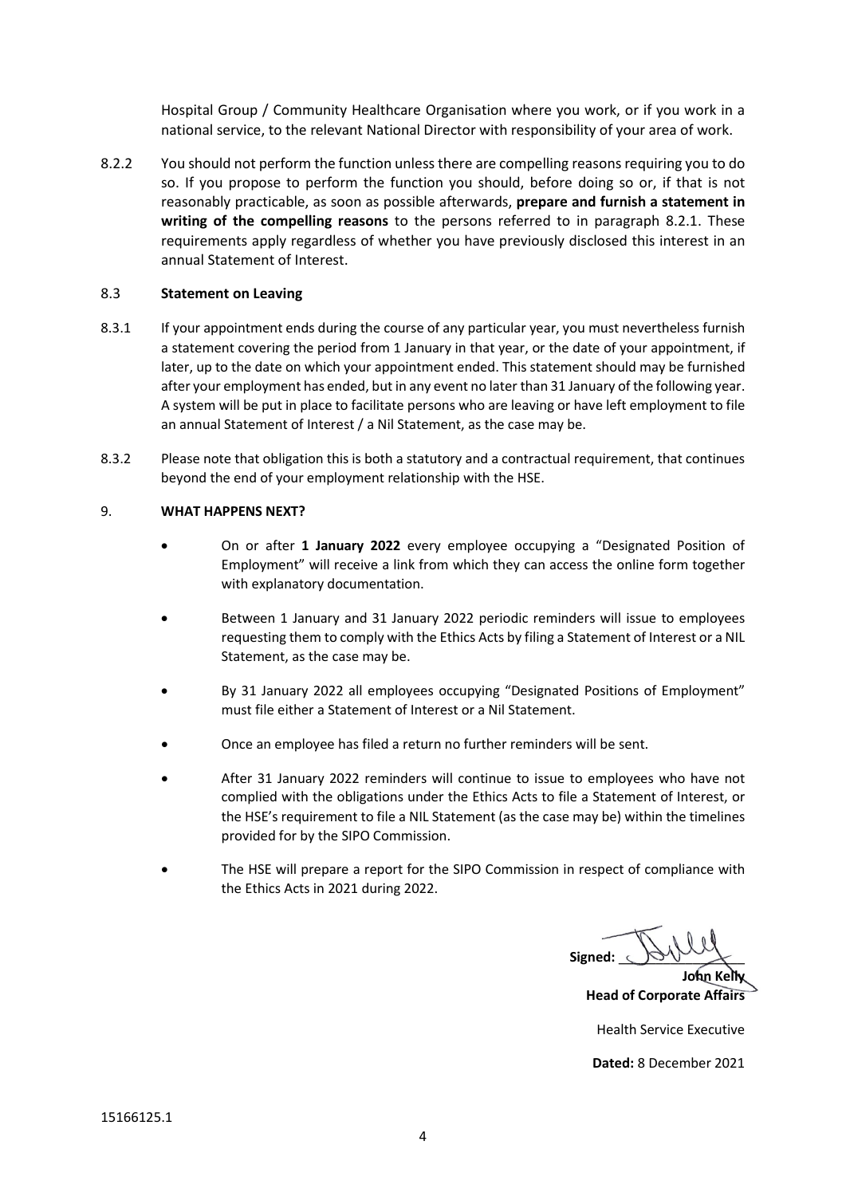Hospital Group / Community Healthcare Organisation where you work, or if you work in a national service, to the relevant National Director with responsibility of your area of work.

8.2.2 You should not perform the function unless there are compelling reasons requiring you to do so. If you propose to perform the function you should, before doing so or, if that is not reasonably practicable, as soon as possible afterwards, **prepare and furnish a statement in writing of the compelling reasons** to the persons referred to in paragraph 8.2.1. These requirements apply regardless of whether you have previously disclosed this interest in an annual Statement of Interest.

### 8.3 Statement on Leaving

8.3.1 If your appointment ends during the course of any particular year, you must nevertheless furnish a statement covering the period from 1 January in that year, or the date of your appointment, if later, up to the date on which your appointment ended. This statement should may be furnished after your employment has ended, but in any event no later than 31 January of the following year. A system will be put in place to facilitate persons who are leaving or have left employment to file an annual Statement of Interest / a Nil Statement, as the case may be.

8.3.2 Please note that obligation this is both a statutory and a contractual requirement, that continues beyond the end of your employment relationship with the HSE.

## 9. WHAT HAPPENS NEXT?

- On or after **1 January 2022** every employee occupying a "Designated Position of Employment" will receive a link from which they can access the online form together with explanatory documentation.
- Between 1 January and 31 January 2022 periodic reminders will issue to employees requesting them to comply with the Ethics Acts by filing a Statement of Interest or a NIL Statement, as the case may be.
- By 31 January 2022 all employees occupying "Designated Positions of Employment" must file either a Statement of Interest or a Nil Statement.
- Once an employee has filed a return no further reminders will be sent.
- After 31 January 2022 reminders will continue to issue to employees who have not complied with the obligations under the Ethics Acts to file a Statement of Interest, or the HSE's requirement to file a NIL Statement (as the case may be) within the timelines provided for by the SIPO Commission.
- The HSE will prepare a report for the SIPO Commission in respect of compliance with the Ethics Acts in 2021 during 2022.

**Signed:** ____________

**John Kelly**
**Head of Corporate Affairs**

Health Service Executive

**Dated:** 8 December 2021

15166125.1